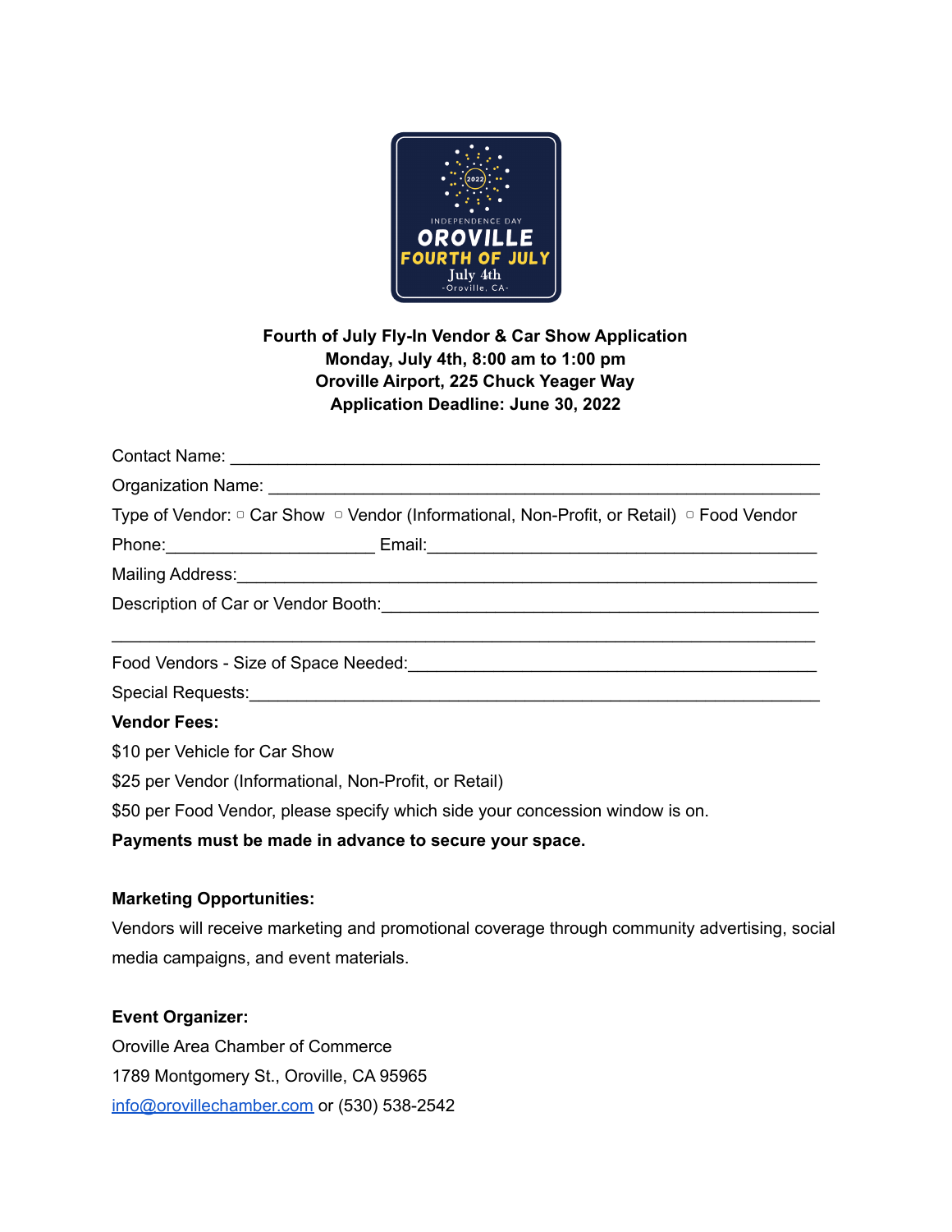INDEPENDENCE DAY
OROVILLE
FOURTH OF JULY
July 4th
-Oroville, CA-

**Fourth of July Fly-In Vendor & Car Show Application**
**Monday, July 4th, 8:00 am to 1:00 pm**
**Oroville Airport, 225 Chuck Yeager Way**
**Application Deadline: June 30, 2022**

Contact Name: ____________________________________________________________

Organization Name: ________________________________________________________

Type of Vendor: ▢ Car Show ▢ Vendor (Informational, Non-Profit, or Retail) ▢ Food Vendor

Phone:______________________ Email:________________________________________

Mailing Address:__________________________________________________________

Description of Car or Vendor Booth:__________________________________________

______________________________________________________________________

Food Vendors - Size of Space Needed:_________________________________________

Special Requests:_________________________________________________________

**Vendor Fees:**

$10 per Vehicle for Car Show

$25 per Vendor (Informational, Non-Profit, or Retail)

$50 per Food Vendor, please specify which side your concession window is on.

**Payments must be made in advance to secure your space.**

**Marketing Opportunities:**

Vendors will receive marketing and promotional coverage through community advertising, social media campaigns, and event materials.

**Event Organizer:**

Oroville Area Chamber of Commerce
1789 Montgomery St., Oroville, CA 95965
info@orovillechamber.com or (530) 538-2542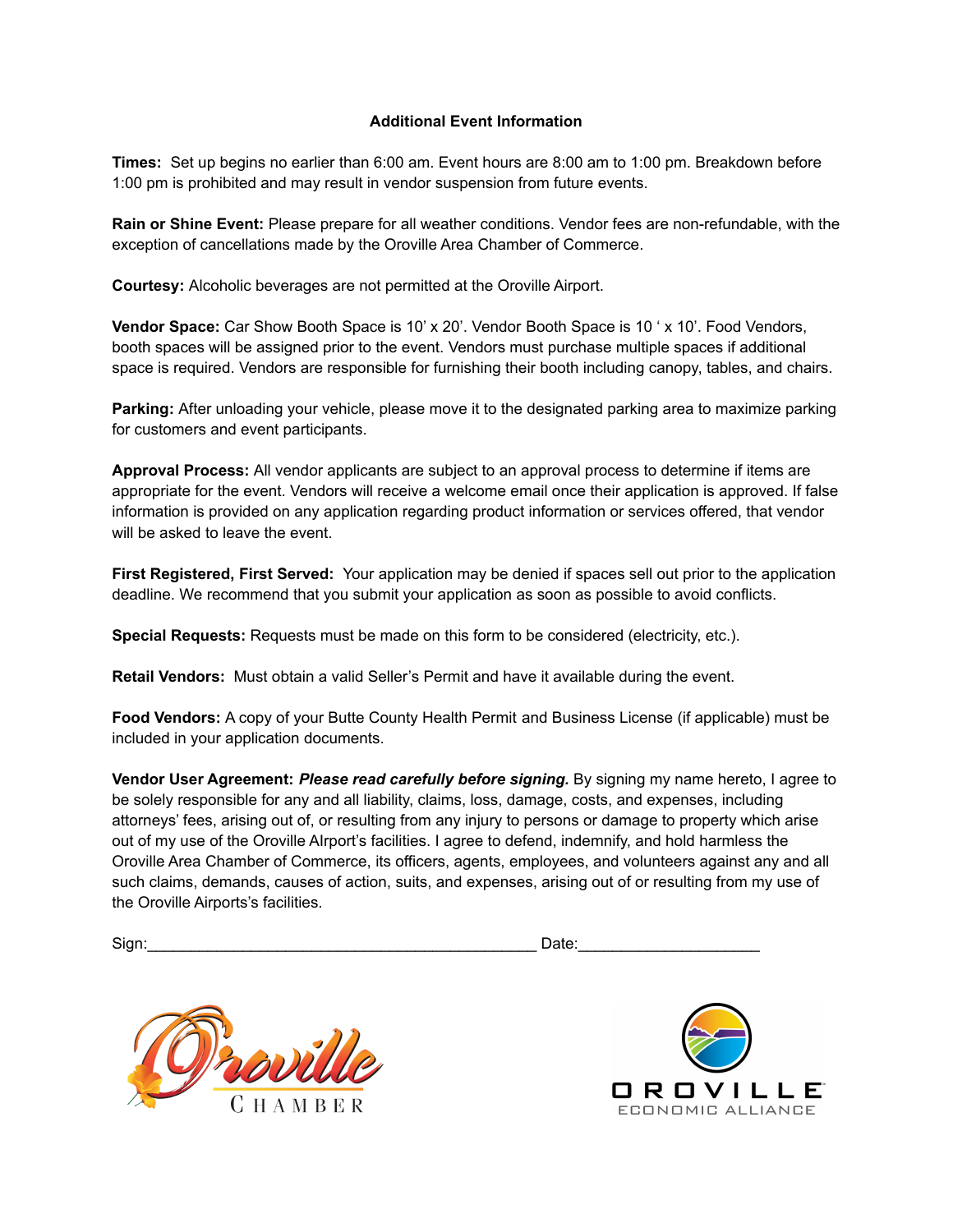### Additional Event Information

**Times:** Set up begins no earlier than 6:00 am. Event hours are 8:00 am to 1:00 pm. Breakdown before 1:00 pm is prohibited and may result in vendor suspension from future events.

**Rain or Shine Event:** Please prepare for all weather conditions. Vendor fees are non-refundable, with the exception of cancellations made by the Oroville Area Chamber of Commerce.

**Courtesy:** Alcoholic beverages are not permitted at the Oroville Airport.

**Vendor Space:** Car Show Booth Space is 10' x 20'. Vendor Booth Space is 10 ' x 10'. Food Vendors, booth spaces will be assigned prior to the event. Vendors must purchase multiple spaces if additional space is required. Vendors are responsible for furnishing their booth including canopy, tables, and chairs.

**Parking:** After unloading your vehicle, please move it to the designated parking area to maximize parking for customers and event participants.

**Approval Process:** All vendor applicants are subject to an approval process to determine if items are appropriate for the event. Vendors will receive a welcome email once their application is approved. If false information is provided on any application regarding product information or services offered, that vendor will be asked to leave the event.

**First Registered, First Served:** Your application may be denied if spaces sell out prior to the application deadline. We recommend that you submit your application as soon as possible to avoid conflicts.

**Special Requests:** Requests must be made on this form to be considered (electricity, etc.).

**Retail Vendors:** Must obtain a valid Seller's Permit and have it available during the event.

**Food Vendors:** A copy of your Butte County Health Permit and Business License (if applicable) must be included in your application documents.

**Vendor User Agreement:** ***Please read carefully before signing.*** By signing my name hereto, I agree to be solely responsible for any and all liability, claims, loss, damage, costs, and expenses, including attorneys' fees, arising out of, or resulting from any injury to persons or damage to property which arise out of my use of the Oroville AIrport's facilities. I agree to defend, indemnify, and hold harmless the Oroville Area Chamber of Commerce, its officers, agents, employees, and volunteers against any and all such claims, demands, causes of action, suits, and expenses, arising out of or resulting from my use of the Oroville Airports's facilities.

Sign:____________________________________________ Date:____________________

Oroville CHAMBER

OROVILLE ECONOMIC ALLIANCE